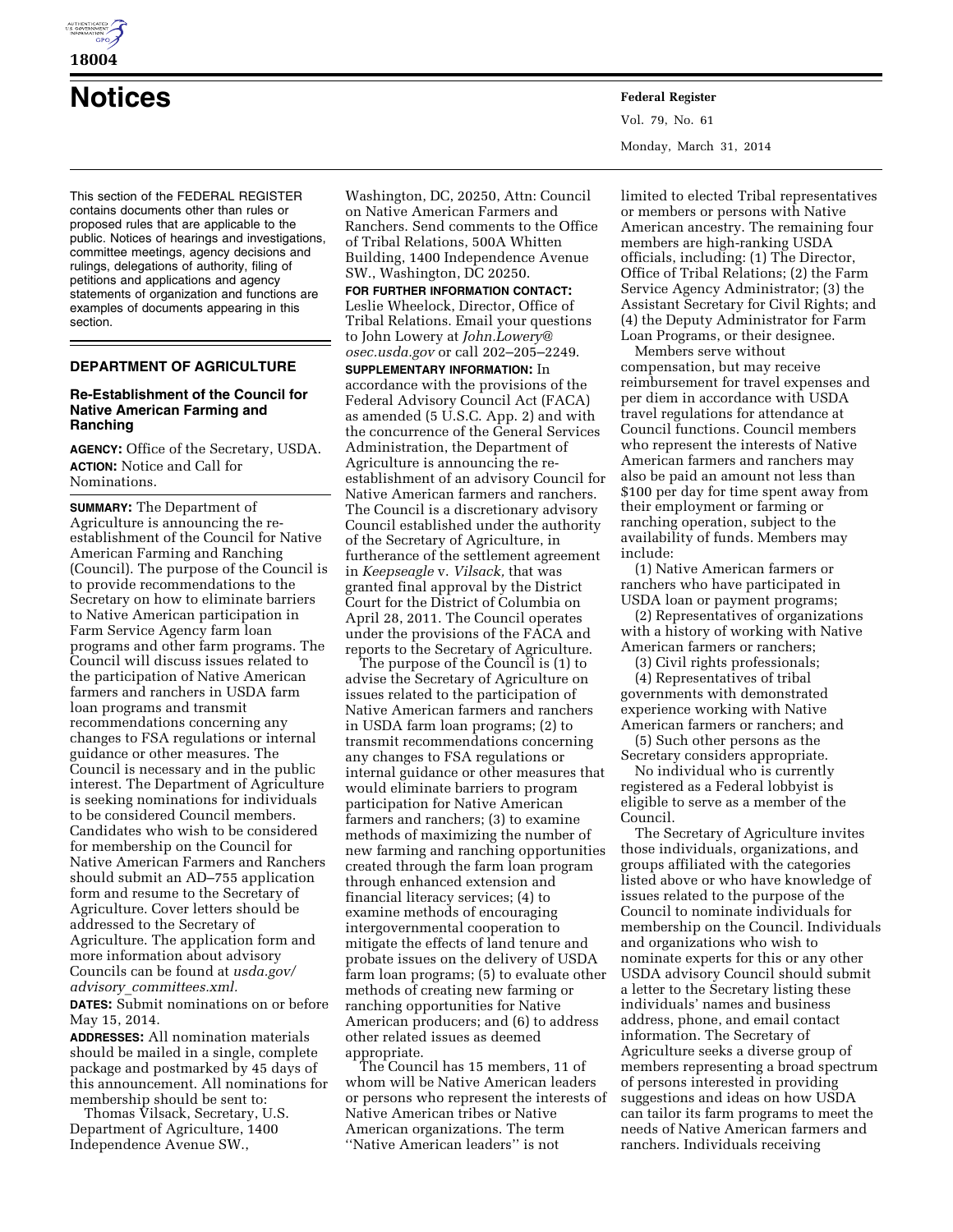# Notices

This section of the FEDERAL REGISTER contains documents other than rules or proposed rules that are applicable to the public. Notices of hearings and investigations, committee meetings, agency decisions and rulings, delegations of authority, filing of petitions and applications and agency statements of organization and functions are examples of documents appearing in this section.

## DEPARTMENT OF AGRICULTURE

### Re-Establishment of the Council for Native American Farming and Ranching

**AGENCY:** Office of the Secretary, USDA.

**ACTION:** Notice and Call for Nominations.

**SUMMARY:** The Department of Agriculture is announcing the re-establishment of the Council for Native American Farming and Ranching (Council). The purpose of the Council is to provide recommendations to the Secretary on how to eliminate barriers to Native American participation in Farm Service Agency farm loan programs and other farm programs. The Council will discuss issues related to the participation of Native American farmers and ranchers in USDA farm loan programs and transmit recommendations concerning any changes to FSA regulations or internal guidance or other measures. The Council is necessary and in the public interest. The Department of Agriculture is seeking nominations for individuals to be considered Council members. Candidates who wish to be considered for membership on the Council for Native American Farmers and Ranchers should submit an AD–755 application form and resume to the Secretary of Agriculture. Cover letters should be addressed to the Secretary of Agriculture. The application form and more information about advisory Councils can be found at *usda.gov/advisory_committees.xml.*

**DATES:** Submit nominations on or before May 15, 2014.

**ADDRESSES:** All nomination materials should be mailed in a single, complete package and postmarked by 45 days of this announcement. All nominations for membership should be sent to:

Thomas Vilsack, Secretary, U.S. Department of Agriculture, 1400 Independence Avenue SW., Washington, DC, 20250, Attn: Council on Native American Farmers and Ranchers. Send comments to the Office of Tribal Relations, 500A Whitten Building, 1400 Independence Avenue SW., Washington, DC 20250.

**FOR FURTHER INFORMATION CONTACT:** Leslie Wheelock, Director, Office of Tribal Relations. Email your questions to John Lowery at *John.Lowery@osec.usda.gov* or call 202–205–2249.

**SUPPLEMENTARY INFORMATION:** In accordance with the provisions of the Federal Advisory Council Act (FACA) as amended (5 U.S.C. App. 2) and with the concurrence of the General Services Administration, the Department of Agriculture is announcing the re-establishment of an advisory Council for Native American farmers and ranchers. The Council is a discretionary advisory Council established under the authority of the Secretary of Agriculture, in furtherance of the settlement agreement in *Keepseagle* v. *Vilsack,* that was granted final approval by the District Court for the District of Columbia on April 28, 2011. The Council operates under the provisions of the FACA and reports to the Secretary of Agriculture.

The purpose of the Council is (1) to advise the Secretary of Agriculture on issues related to the participation of Native American farmers and ranchers in USDA farm loan programs; (2) to transmit recommendations concerning any changes to FSA regulations or internal guidance or other measures that would eliminate barriers to program participation for Native American farmers and ranchers; (3) to examine methods of maximizing the number of new farming and ranching opportunities created through the farm loan program through enhanced extension and financial literacy services; (4) to examine methods of encouraging intergovernmental cooperation to mitigate the effects of land tenure and probate issues on the delivery of USDA farm loan programs; (5) to evaluate other methods of creating new farming or ranching opportunities for Native American producers; and (6) to address other related issues as deemed appropriate.

The Council has 15 members, 11 of whom will be Native American leaders or persons who represent the interests of Native American tribes or Native American organizations. The term ''Native American leaders'' is not limited to elected Tribal representatives or members or persons with Native American ancestry. The remaining four members are high-ranking USDA officials, including: (1) The Director, Office of Tribal Relations; (2) the Farm Service Agency Administrator; (3) the Assistant Secretary for Civil Rights; and (4) the Deputy Administrator for Farm Loan Programs, or their designee.

Members serve without compensation, but may receive reimbursement for travel expenses and per diem in accordance with USDA travel regulations for attendance at Council functions. Council members who represent the interests of Native American farmers and ranchers may also be paid an amount not less than $100 per day for time spent away from their employment or farming or ranching operation, subject to the availability of funds. Members may include:

(1) Native American farmers or ranchers who have participated in USDA loan or payment programs;

(2) Representatives of organizations with a history of working with Native American farmers or ranchers;

(3) Civil rights professionals;

(4) Representatives of tribal governments with demonstrated experience working with Native American farmers or ranchers; and

(5) Such other persons as the Secretary considers appropriate.

No individual who is currently registered as a Federal lobbyist is eligible to serve as a member of the Council.

The Secretary of Agriculture invites those individuals, organizations, and groups affiliated with the categories listed above or who have knowledge of issues related to the purpose of the Council to nominate individuals for membership on the Council. Individuals and organizations who wish to nominate experts for this or any other USDA advisory Council should submit a letter to the Secretary listing these individuals' names and business address, phone, and email contact information. The Secretary of Agriculture seeks a diverse group of members representing a broad spectrum of persons interested in providing suggestions and ideas on how USDA can tailor its farm programs to meet the needs of Native American farmers and ranchers. Individuals receiving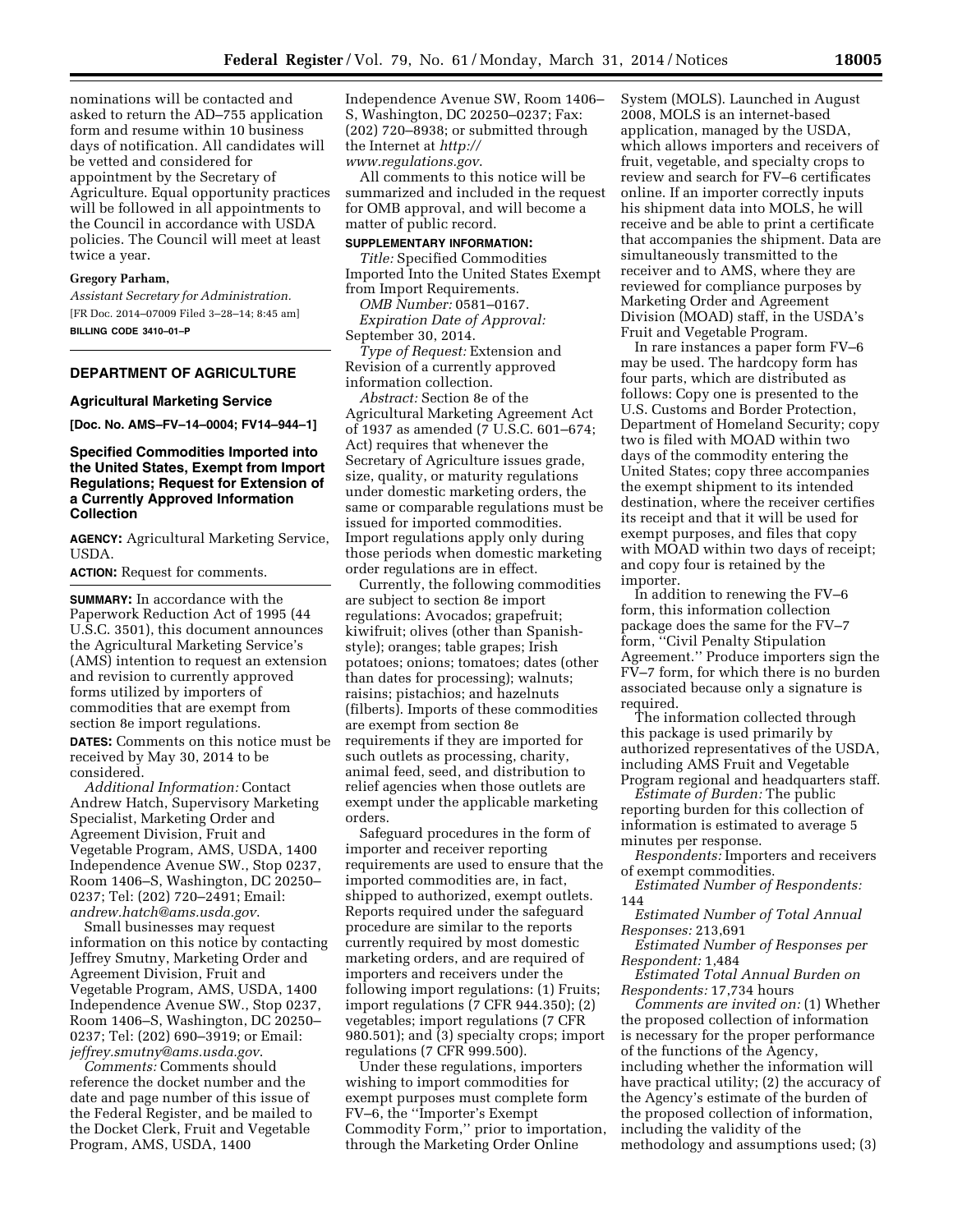nominations will be contacted and asked to return the AD–755 application form and resume within 10 business days of notification. All candidates will be vetted and considered for appointment by the Secretary of Agriculture. Equal opportunity practices will be followed in all appointments to the Council in accordance with USDA policies. The Council will meet at least twice a year.

**Gregory Parham,**

*Assistant Secretary for Administration.*

[FR Doc. 2014–07009 Filed 3–28–14; 8:45 am]

**BILLING CODE 3410–01–P**

## DEPARTMENT OF AGRICULTURE

### Agricultural Marketing Service

**[Doc. No. AMS–FV–14–0004; FV14–944–1]**

### Specified Commodities Imported into the United States, Exempt from Import Regulations; Request for Extension of a Currently Approved Information Collection

**AGENCY:** Agricultural Marketing Service, USDA.

**ACTION:** Request for comments.

**SUMMARY:** In accordance with the Paperwork Reduction Act of 1995 (44 U.S.C. 3501), this document announces the Agricultural Marketing Service's (AMS) intention to request an extension and revision to currently approved forms utilized by importers of commodities that are exempt from section 8e import regulations.

**DATES:** Comments on this notice must be received by May 30, 2014 to be considered.

*Additional Information:* Contact Andrew Hatch, Supervisory Marketing Specialist, Marketing Order and Agreement Division, Fruit and Vegetable Program, AMS, USDA, 1400 Independence Avenue SW., Stop 0237, Room 1406–S, Washington, DC 20250–0237; Tel: (202) 720–2491; Email: *andrew.hatch@ams.usda.gov*.

Small businesses may request information on this notice by contacting Jeffrey Smutny, Marketing Order and Agreement Division, Fruit and Vegetable Program, AMS, USDA, 1400 Independence Avenue SW., Stop 0237, Room 1406–S, Washington, DC 20250–0237; Tel: (202) 690–3919; or Email: *jeffrey.smutny@ams.usda.gov*.

*Comments:* Comments should reference the docket number and the date and page number of this issue of the Federal Register, and be mailed to the Docket Clerk, Fruit and Vegetable Program, AMS, USDA, 1400 Independence Avenue SW, Room 1406–S, Washington, DC 20250–0237; Fax: (202) 720–8938; or submitted through the Internet at *http://www.regulations.gov*.

All comments to this notice will be summarized and included in the request for OMB approval, and will become a matter of public record.

**SUPPLEMENTARY INFORMATION:**

*Title:* Specified Commodities Imported Into the United States Exempt from Import Requirements.

*OMB Number:* 0581–0167.

*Expiration Date of Approval:* September 30, 2014.

*Type of Request:* Extension and Revision of a currently approved information collection.

*Abstract:* Section 8e of the Agricultural Marketing Agreement Act of 1937 as amended (7 U.S.C. 601–674; Act) requires that whenever the Secretary of Agriculture issues grade, size, quality, or maturity regulations under domestic marketing orders, the same or comparable regulations must be issued for imported commodities. Import regulations apply only during those periods when domestic marketing order regulations are in effect.

Currently, the following commodities are subject to section 8e import regulations: Avocados; grapefruit; kiwifruit; olives (other than Spanish-style); oranges; table grapes; Irish potatoes; onions; tomatoes; dates (other than dates for processing); walnuts; raisins; pistachios; and hazelnuts (filberts). Imports of these commodities are exempt from section 8e requirements if they are imported for such outlets as processing, charity, animal feed, seed, and distribution to relief agencies when those outlets are exempt under the applicable marketing orders.

Safeguard procedures in the form of importer and receiver reporting requirements are used to ensure that the imported commodities are, in fact, shipped to authorized, exempt outlets. Reports required under the safeguard procedure are similar to the reports currently required by most domestic marketing orders, and are required of importers and receivers under the following import regulations: (1) Fruits; import regulations (7 CFR 944.350); (2) vegetables; import regulations (7 CFR 980.501); and (3) specialty crops; import regulations (7 CFR 999.500).

Under these regulations, importers wishing to import commodities for exempt purposes must complete form FV–6, the ''Importer's Exempt Commodity Form,'' prior to importation, through the Marketing Order Online System (MOLS). Launched in August 2008, MOLS is an internet-based application, managed by the USDA, which allows importers and receivers of fruit, vegetable, and specialty crops to review and search for FV–6 certificates online. If an importer correctly inputs his shipment data into MOLS, he will receive and be able to print a certificate that accompanies the shipment. Data are simultaneously transmitted to the receiver and to AMS, where they are reviewed for compliance purposes by Marketing Order and Agreement Division (MOAD) staff, in the USDA's Fruit and Vegetable Program.

In rare instances a paper form FV–6 may be used. The hardcopy form has four parts, which are distributed as follows: Copy one is presented to the U.S. Customs and Border Protection, Department of Homeland Security; copy two is filed with MOAD within two days of the commodity entering the United States; copy three accompanies the exempt shipment to its intended destination, where the receiver certifies its receipt and that it will be used for exempt purposes, and files that copy with MOAD within two days of receipt; and copy four is retained by the importer.

In addition to renewing the FV–6 form, this information collection package does the same for the FV–7 form, ''Civil Penalty Stipulation Agreement.'' Produce importers sign the FV–7 form, for which there is no burden associated because only a signature is required.

The information collected through this package is used primarily by authorized representatives of the USDA, including AMS Fruit and Vegetable Program regional and headquarters staff.

*Estimate of Burden:* The public reporting burden for this collection of information is estimated to average 5 minutes per response.

*Respondents:* Importers and receivers of exempt commodities.

*Estimated Number of Respondents:* 144

*Estimated Number of Total Annual Responses:* 213,691

*Estimated Number of Responses per Respondent:* 1,484

*Estimated Total Annual Burden on Respondents:* 17,734 hours

*Comments are invited on:* (1) Whether the proposed collection of information is necessary for the proper performance of the functions of the Agency, including whether the information will have practical utility; (2) the accuracy of the Agency's estimate of the burden of the proposed collection of information, including the validity of the methodology and assumptions used; (3)